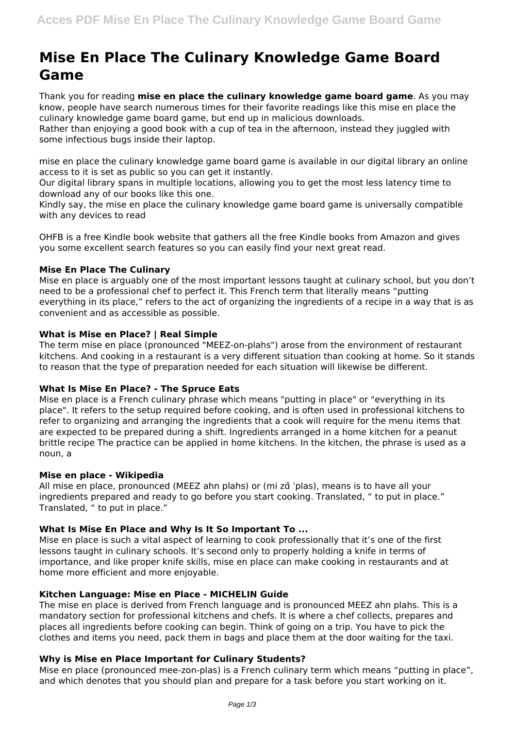# Mise En Place The Culinary Knowledge Game Board Game

Thank you for reading **mise en place the culinary knowledge game board game**. As you may know, people have search numerous times for their favorite readings like this mise en place the culinary knowledge game board game, but end up in malicious downloads.
Rather than enjoying a good book with a cup of tea in the afternoon, instead they juggled with some infectious bugs inside their laptop.

mise en place the culinary knowledge game board game is available in our digital library an online access to it is set as public so you can get it instantly.
Our digital library spans in multiple locations, allowing you to get the most less latency time to download any of our books like this one.
Kindly say, the mise en place the culinary knowledge game board game is universally compatible with any devices to read

OHFB is a free Kindle book website that gathers all the free Kindle books from Amazon and gives you some excellent search features so you can easily find your next great read.

### Mise En Place The Culinary

Mise en place is arguably one of the most important lessons taught at culinary school, but you don't need to be a professional chef to perfect it. This French term that literally means "putting everything in its place," refers to the act of organizing the ingredients of a recipe in a way that is as convenient and as accessible as possible.

### What is Mise en Place? | Real Simple

The term mise en place (pronounced "MEEZ-on-plahs") arose from the environment of restaurant kitchens. And cooking in a restaurant is a very different situation than cooking at home. So it stands to reason that the type of preparation needed for each situation will likewise be different.

### What Is Mise En Place? - The Spruce Eats

Mise en place is a French culinary phrase which means "putting in place" or "everything in its place". It refers to the setup required before cooking, and is often used in professional kitchens to refer to organizing and arranging the ingredients that a cook will require for the menu items that are expected to be prepared during a shift. Ingredients arranged in a home kitchen for a peanut brittle recipe The practice can be applied in home kitchens. In the kitchen, the phrase is used as a noun, a

### Mise en place - Wikipedia

All mise en place, pronounced (MEEZ ahn plahs) or (mi zɑ̃ ˈplas), means is to have all your ingredients prepared and ready to go before you start cooking. Translated, " to put in place." Translated, " to put in place."

### What Is Mise En Place and Why Is It So Important To ...

Mise en place is such a vital aspect of learning to cook professionally that it's one of the first lessons taught in culinary schools. It's second only to properly holding a knife in terms of importance, and like proper knife skills, mise en place can make cooking in restaurants and at home more efficient and more enjoyable.

### Kitchen Language: Mise en Place - MICHELIN Guide

The mise en place is derived from French language and is pronounced MEEZ ahn plahs. This is a mandatory section for professional kitchens and chefs. It is where a chef collects, prepares and places all ingredients before cooking can begin. Think of going on a trip. You have to pick the clothes and items you need, pack them in bags and place them at the door waiting for the taxi.

### Why is Mise en Place Important for Culinary Students?

Mise en place (pronounced mee-zon-plas) is a French culinary term which means "putting in place", and which denotes that you should plan and prepare for a task before you start working on it.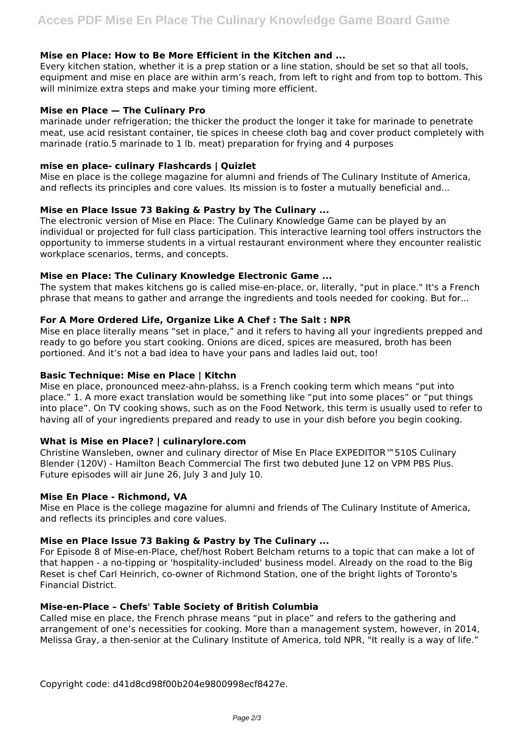**Mise en Place: How to Be More Efficient in the Kitchen and ...**

Every kitchen station, whether it is a prep station or a line station, should be set so that all tools, equipment and mise en place are within arm's reach, from left to right and from top to bottom. This will minimize extra steps and make your timing more efficient.

**Mise en Place — The Culinary Pro**

marinade under refrigeration; the thicker the product the longer it take for marinade to penetrate meat, use acid resistant container, tie spices in cheese cloth bag and cover product completely with marinade (ratio.5 marinade to 1 lb. meat) preparation for frying and 4 purposes

**mise en place- culinary Flashcards | Quizlet**

Mise en place is the college magazine for alumni and friends of The Culinary Institute of America, and reflects its principles and core values. Its mission is to foster a mutually beneficial and...

**Mise en Place Issue 73 Baking & Pastry by The Culinary ...**

The electronic version of Mise en Place: The Culinary Knowledge Game can be played by an individual or projected for full class participation. This interactive learning tool offers instructors the opportunity to immerse students in a virtual restaurant environment where they encounter realistic workplace scenarios, terms, and concepts.

**Mise en Place: The Culinary Knowledge Electronic Game ...**

The system that makes kitchens go is called mise-en-place, or, literally, "put in place." It's a French phrase that means to gather and arrange the ingredients and tools needed for cooking. But for...

**For A More Ordered Life, Organize Like A Chef : The Salt : NPR**

Mise en place literally means "set in place," and it refers to having all your ingredients prepped and ready to go before you start cooking. Onions are diced, spices are measured, broth has been portioned. And it's not a bad idea to have your pans and ladles laid out, too!

**Basic Technique: Mise en Place | Kitchn**

Mise en place, pronounced meez-ahn-plahss, is a French cooking term which means "put into place." 1. A more exact translation would be something like "put into some places" or "put things into place". On TV cooking shows, such as on the Food Network, this term is usually used to refer to having all of your ingredients prepared and ready to use in your dish before you begin cooking.

**What is Mise en Place? | culinarylore.com**

Christine Wansleben, owner and culinary director of Mise En Place EXPEDITOR™510S Culinary Blender (120V) - Hamilton Beach Commercial The first two debuted June 12 on VPM PBS Plus. Future episodes will air June 26, July 3 and July 10.

**Mise En Place - Richmond, VA**

Mise en Place is the college magazine for alumni and friends of The Culinary Institute of America, and reflects its principles and core values.

**Mise en Place Issue 73 Baking & Pastry by The Culinary ...**

For Episode 8 of Mise-en-Place, chef/host Robert Belcham returns to a topic that can make a lot of that happen - a no-tipping or 'hospitality-included' business model. Already on the road to the Big Reset is chef Carl Heinrich, co-owner of Richmond Station, one of the bright lights of Toronto's Financial District.

**Mise-en-Place – Chefs' Table Society of British Columbia**

Called mise en place, the French phrase means "put in place" and refers to the gathering and arrangement of one's necessities for cooking. More than a management system, however, in 2014, Melissa Gray, a then-senior at the Culinary Institute of America, told NPR, "It really is a way of life."

Copyright code: d41d8cd98f00b204e9800998ecf8427e.